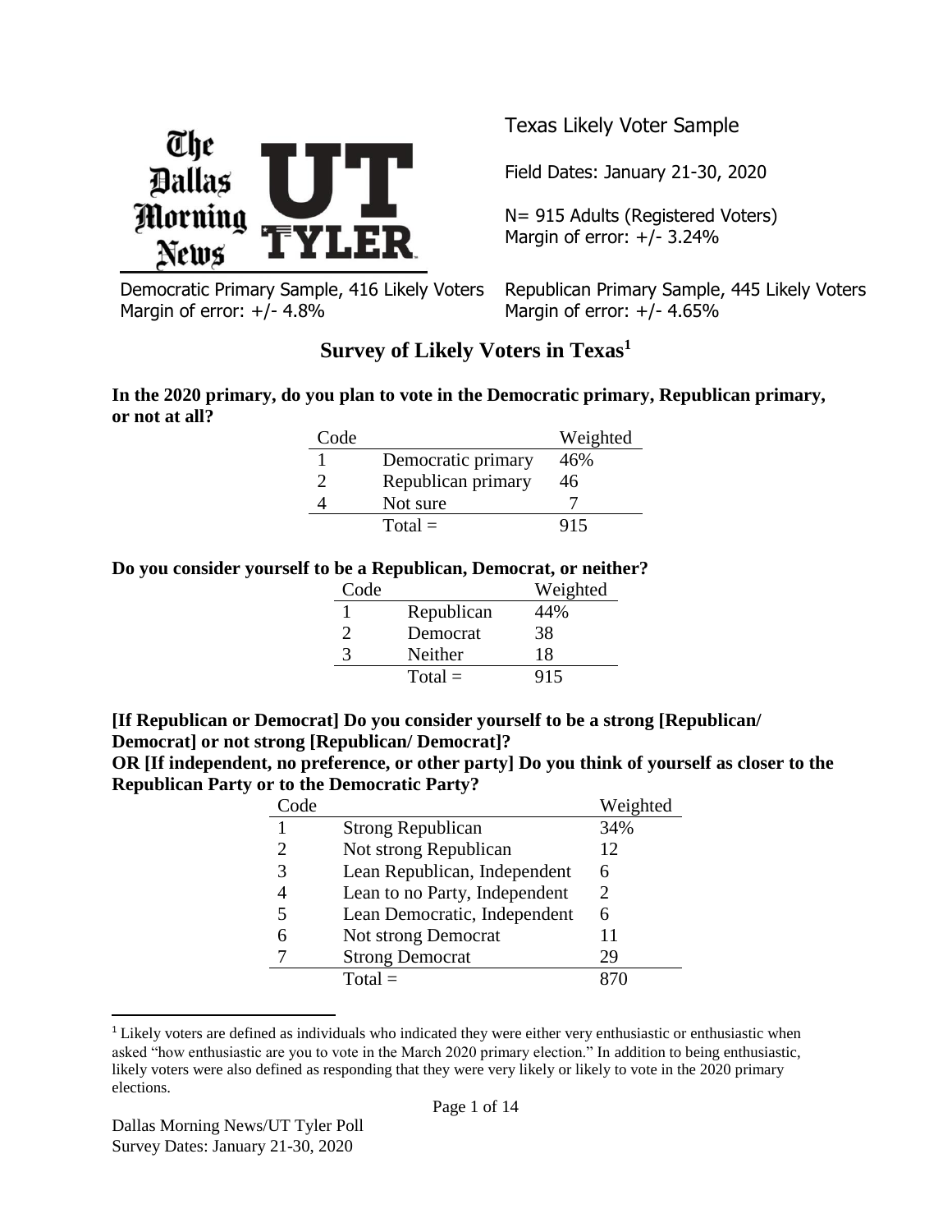Texas Likely Voter Sample

Field Dates: January 21-30, 2020

N= 915 Adults (Registered Voters)
Margin of error: +/- 3.24%

Democratic Primary Sample, 416 Likely Voters
Margin of error: +/- 4.8%

Republican Primary Sample, 445 Likely Voters
Margin of error: +/- 4.65%

## Survey of Likely Voters in Texas[1]

**In the 2020 primary, do you plan to vote in the Democratic primary, Republican primary, or not at all?**

| Code | | Weighted |
|---|---|---|
| 1 | Democratic primary | 46% |
| 2 | Republican primary | 46 |
| 4 | Not sure | 7 |
| | Total = | 915 |

**Do you consider yourself to be a Republican, Democrat, or neither?**

| Code | | Weighted |
|---|---|---|
| 1 | Republican | 44% |
| 2 | Democrat | 38 |
| 3 | Neither | 18 |
| | Total = | 915 |

**[If Republican or Democrat] Do you consider yourself to be a strong [Republican/ Democrat] or not strong [Republican/ Democrat]?**
**OR [If independent, no preference, or other party] Do you think of yourself as closer to the Republican Party or to the Democratic Party?**

| Code | | Weighted |
|---|---|---|
| 1 | Strong Republican | 34% |
| 2 | Not strong Republican | 12 |
| 3 | Lean Republican, Independent | 6 |
| 4 | Lean to no Party, Independent | 2 |
| 5 | Lean Democratic, Independent | 6 |
| 6 | Not strong Democrat | 11 |
| 7 | Strong Democrat | 29 |
| | Total = | 870 |

[1] Likely voters are defined as individuals who indicated they were either very enthusiastic or enthusiastic when asked "how enthusiastic are you to vote in the March 2020 primary election." In addition to being enthusiastic, likely voters were also defined as responding that they were very likely or likely to vote in the 2020 primary elections.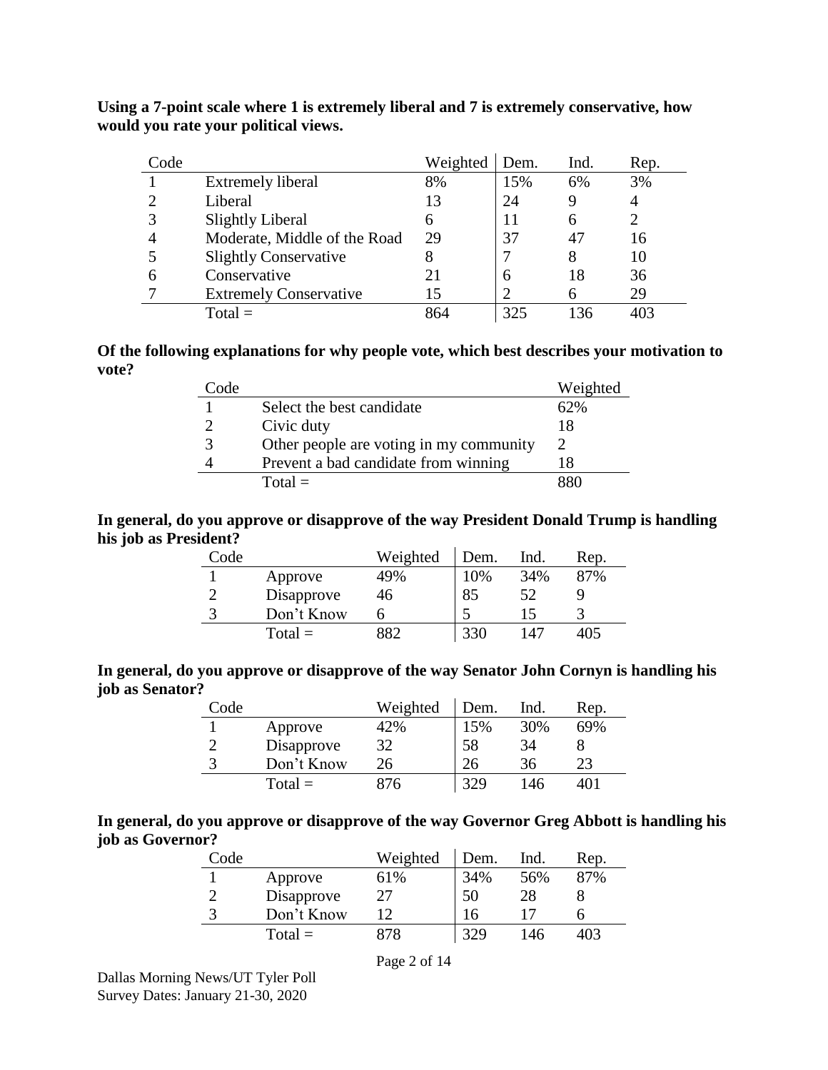**Using a 7-point scale where 1 is extremely liberal and 7 is extremely conservative, how would you rate your political views.**

| Code | | Weighted | Dem. | Ind. | Rep. |
|---|---|---|---|---|---|
| 1 | Extremely liberal | 8% | 15% | 6% | 3% |
| 2 | Liberal | 13 | 24 | 9 | 4 |
| 3 | Slightly Liberal | 6 | 11 | 6 | 2 |
| 4 | Moderate, Middle of the Road | 29 | 37 | 47 | 16 |
| 5 | Slightly Conservative | 8 | 7 | 8 | 10 |
| 6 | Conservative | 21 | 6 | 18 | 36 |
| 7 | Extremely Conservative | 15 | 2 | 6 | 29 |
| | Total = | 864 | 325 | 136 | 403 |

**Of the following explanations for why people vote, which best describes your motivation to vote?**

| Code | | Weighted |
|---|---|---|
| 1 | Select the best candidate | 62% |
| 2 | Civic duty | 18 |
| 3 | Other people are voting in my community | 2 |
| 4 | Prevent a bad candidate from winning | 18 |
| | Total = | 880 |

**In general, do you approve or disapprove of the way President Donald Trump is handling his job as President?**

| Code | | Weighted | Dem. | Ind. | Rep. |
|---|---|---|---|---|---|
| 1 | Approve | 49% | 10% | 34% | 87% |
| 2 | Disapprove | 46 | 85 | 52 | 9 |
| 3 | Don't Know | 6 | 5 | 15 | 3 |
| | Total = | 882 | 330 | 147 | 405 |

**In general, do you approve or disapprove of the way Senator John Cornyn is handling his job as Senator?**

| Code | | Weighted | Dem. | Ind. | Rep. |
|---|---|---|---|---|---|
| 1 | Approve | 42% | 15% | 30% | 69% |
| 2 | Disapprove | 32 | 58 | 34 | 8 |
| 3 | Don't Know | 26 | 26 | 36 | 23 |
| | Total = | 876 | 329 | 146 | 401 |

**In general, do you approve or disapprove of the way Governor Greg Abbott is handling his job as Governor?**

| Code | | Weighted | Dem. | Ind. | Rep. |
|---|---|---|---|---|---|
| 1 | Approve | 61% | 34% | 56% | 87% |
| 2 | Disapprove | 27 | 50 | 28 | 8 |
| 3 | Don't Know | 12 | 16 | 17 | 6 |
| | Total = | 878 | 329 | 146 | 403 |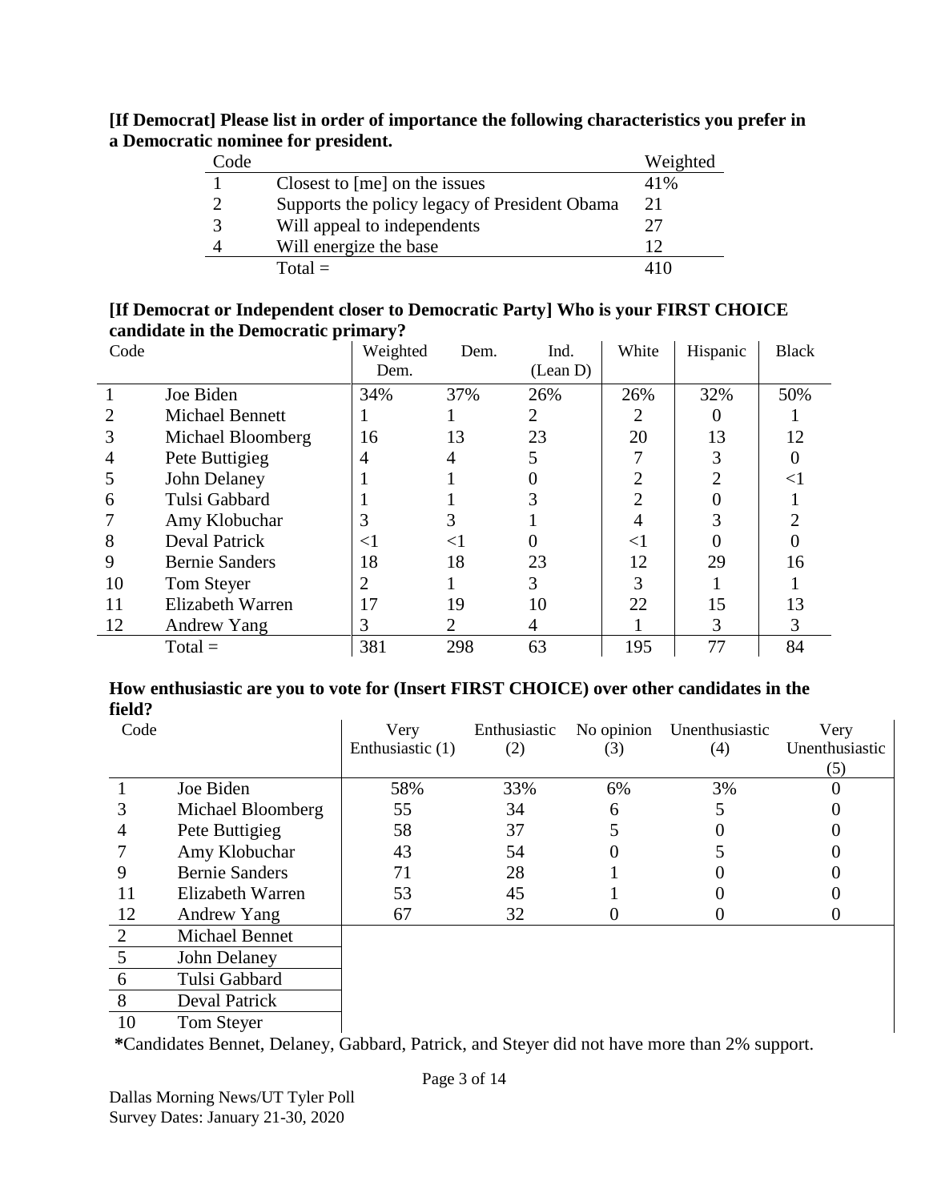**[If Democrat] Please list in order of importance the following characteristics you prefer in a Democratic nominee for president.**

| Code | | Weighted |
|---|---|---|
| 1 | Closest to [me] on the issues | 41% |
| 2 | Supports the policy legacy of President Obama | 21 |
| 3 | Will appeal to independents | 27 |
| 4 | Will energize the base | 12 |
| | Total = | 410 |

**[If Democrat or Independent closer to Democratic Party] Who is your FIRST CHOICE candidate in the Democratic primary?**

| Code | | Weighted Dem. | Dem. | Ind. (Lean D) | White | Hispanic | Black |
|---|---|---|---|---|---|---|---|
| 1 | Joe Biden | 34% | 37% | 26% | 26% | 32% | 50% |
| 2 | Michael Bennett | 1 | 1 | 2 | 2 | 0 | 1 |
| 3 | Michael Bloomberg | 16 | 13 | 23 | 20 | 13 | 12 |
| 4 | Pete Buttigieg | 4 | 4 | 5 | 7 | 3 | 0 |
| 5 | John Delaney | 1 | 1 | 0 | 2 | 2 | <1 |
| 6 | Tulsi Gabbard | 1 | 1 | 3 | 2 | 0 | 1 |
| 7 | Amy Klobuchar | 3 | 3 | 1 | 4 | 3 | 2 |
| 8 | Deval Patrick | <1 | <1 | 0 | <1 | 0 | 0 |
| 9 | Bernie Sanders | 18 | 18 | 23 | 12 | 29 | 16 |
| 10 | Tom Steyer | 2 | 1 | 3 | 3 | 1 | 1 |
| 11 | Elizabeth Warren | 17 | 19 | 10 | 22 | 15 | 13 |
| 12 | Andrew Yang | 3 | 2 | 4 | 1 | 3 | 3 |
| | Total = | 381 | 298 | 63 | 195 | 77 | 84 |

**How enthusiastic are you to vote for (Insert FIRST CHOICE) over other candidates in the field?**

| Code | | Very Enthusiastic (1) | Enthusiastic (2) | No opinion (3) | Unenthusiastic (4) | Very Unenthusiastic (5) |
|---|---|---|---|---|---|---|
| 1 | Joe Biden | 58% | 33% | 6% | 3% | 0 |
| 3 | Michael Bloomberg | 55 | 34 | 6 | 5 | 0 |
| 4 | Pete Buttigieg | 58 | 37 | 5 | 0 | 0 |
| 7 | Amy Klobuchar | 43 | 54 | 0 | 5 | 0 |
| 9 | Bernie Sanders | 71 | 28 | 1 | 0 | 0 |
| 11 | Elizabeth Warren | 53 | 45 | 1 | 0 | 0 |
| 12 | Andrew Yang | 67 | 32 | 0 | 0 | 0 |
| 2 | Michael Bennet | | | | | |
| 5 | John Delaney | | | | | |
| 6 | Tulsi Gabbard | | | | | |
| 8 | Deval Patrick | | | | | |
| 10 | Tom Steyer | | | | | |

*Candidates Bennet, Delaney, Gabbard, Patrick, and Steyer did not have more than 2% support.

Dallas Morning News/UT Tyler Poll
Survey Dates: January 21-30, 2020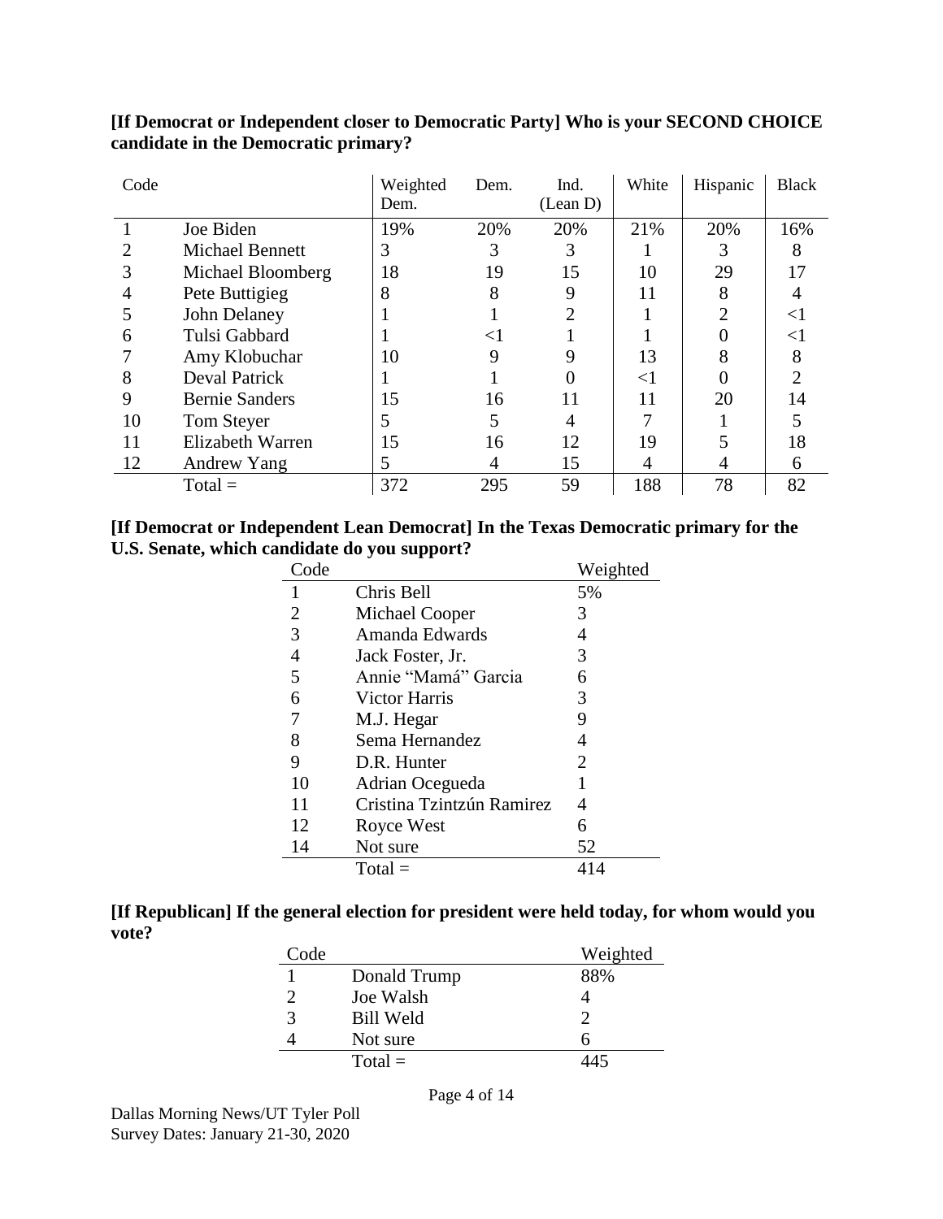**[If Democrat or Independent closer to Democratic Party] Who is your SECOND CHOICE candidate in the Democratic primary?**

| Code | | Weighted Dem. | Dem. | Ind. (Lean D) | White | Hispanic | Black |
|---|---|---|---|---|---|---|---|
| 1 | Joe Biden | 19% | 20% | 20% | 21% | 20% | 16% |
| 2 | Michael Bennett | 3 | 3 | 3 | 1 | 3 | 8 |
| 3 | Michael Bloomberg | 18 | 19 | 15 | 10 | 29 | 17 |
| 4 | Pete Buttigieg | 8 | 8 | 9 | 11 | 8 | 4 |
| 5 | John Delaney | 1 | 1 | 2 | 1 | 2 | <1 |
| 6 | Tulsi Gabbard | 1 | <1 | 1 | 1 | 0 | <1 |
| 7 | Amy Klobuchar | 10 | 9 | 9 | 13 | 8 | 8 |
| 8 | Deval Patrick | 1 | 1 | 0 | <1 | 0 | 2 |
| 9 | Bernie Sanders | 15 | 16 | 11 | 11 | 20 | 14 |
| 10 | Tom Steyer | 5 | 5 | 4 | 7 | 1 | 5 |
| 11 | Elizabeth Warren | 15 | 16 | 12 | 19 | 5 | 18 |
| 12 | Andrew Yang | 5 | 4 | 15 | 4 | 4 | 6 |
| | Total = | 372 | 295 | 59 | 188 | 78 | 82 |

**[If Democrat or Independent Lean Democrat] In the Texas Democratic primary for the U.S. Senate, which candidate do you support?**

| Code | | Weighted |
|---|---|---|
| 1 | Chris Bell | 5% |
| 2 | Michael Cooper | 3 |
| 3 | Amanda Edwards | 4 |
| 4 | Jack Foster, Jr. | 3 |
| 5 | Annie "Mamá" Garcia | 6 |
| 6 | Victor Harris | 3 |
| 7 | M.J. Hegar | 9 |
| 8 | Sema Hernandez | 4 |
| 9 | D.R. Hunter | 2 |
| 10 | Adrian Ocegueda | 1 |
| 11 | Cristina Tzintzún Ramirez | 4 |
| 12 | Royce West | 6 |
| 14 | Not sure | 52 |
| | Total = | 414 |

**[If Republican] If the general election for president were held today, for whom would you vote?**

| Code | | Weighted |
|---|---|---|
| 1 | Donald Trump | 88% |
| 2 | Joe Walsh | 4 |
| 3 | Bill Weld | 2 |
| 4 | Not sure | 6 |
| | Total = | 445 |

Dallas Morning News/UT Tyler Poll
Survey Dates: January 21-30, 2020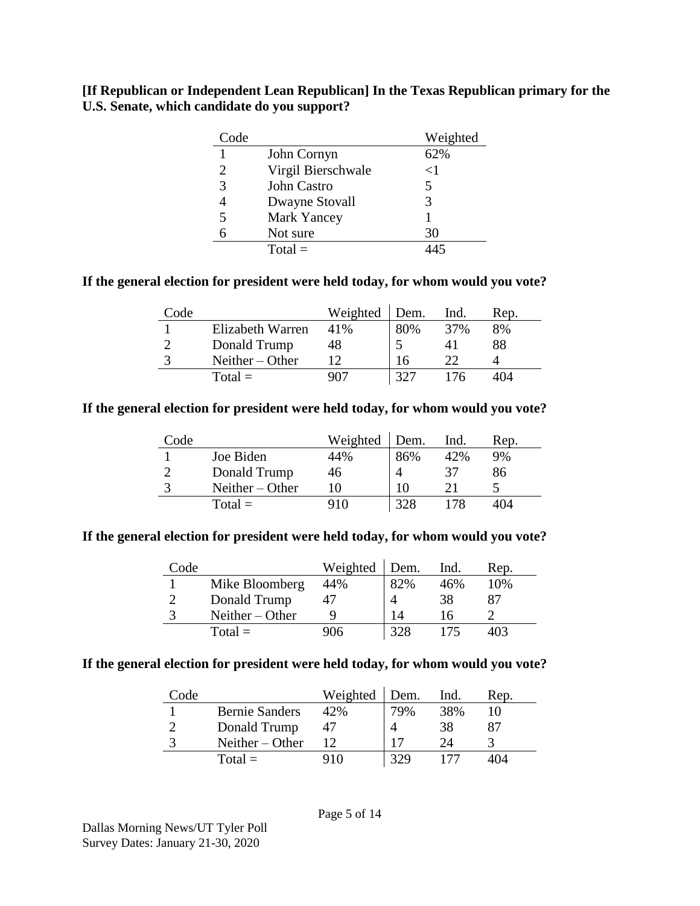**[If Republican or Independent Lean Republican] In the Texas Republican primary for the U.S. Senate, which candidate do you support?**

| Code | | Weighted |
|---|---|---|
| 1 | John Cornyn | 62% |
| 2 | Virgil Bierschwale | <1 |
| 3 | John Castro | 5 |
| 4 | Dwayne Stovall | 3 |
| 5 | Mark Yancey | 1 |
| 6 | Not sure | 30 |
| | Total = | 445 |

**If the general election for president were held today, for whom would you vote?**

| Code | | Weighted | Dem. | Ind. | Rep. |
|---|---|---|---|---|---|
| 1 | Elizabeth Warren | 41% | 80% | 37% | 8% |
| 2 | Donald Trump | 48 | 5 | 41 | 88 |
| 3 | Neither – Other | 12 | 16 | 22 | 4 |
| | Total = | 907 | 327 | 176 | 404 |

**If the general election for president were held today, for whom would you vote?**

| Code | | Weighted | Dem. | Ind. | Rep. |
|---|---|---|---|---|---|
| 1 | Joe Biden | 44% | 86% | 42% | 9% |
| 2 | Donald Trump | 46 | 4 | 37 | 86 |
| 3 | Neither – Other | 10 | 10 | 21 | 5 |
| | Total = | 910 | 328 | 178 | 404 |

**If the general election for president were held today, for whom would you vote?**

| Code | | Weighted | Dem. | Ind. | Rep. |
|---|---|---|---|---|---|
| 1 | Mike Bloomberg | 44% | 82% | 46% | 10% |
| 2 | Donald Trump | 47 | 4 | 38 | 87 |
| 3 | Neither – Other | 9 | 14 | 16 | 2 |
| | Total = | 906 | 328 | 175 | 403 |

**If the general election for president were held today, for whom would you vote?**

| Code | | Weighted | Dem. | Ind. | Rep. |
|---|---|---|---|---|---|
| 1 | Bernie Sanders | 42% | 79% | 38% | 10 |
| 2 | Donald Trump | 47 | 4 | 38 | 87 |
| 3 | Neither – Other | 12 | 17 | 24 | 3 |
| | Total = | 910 | 329 | 177 | 404 |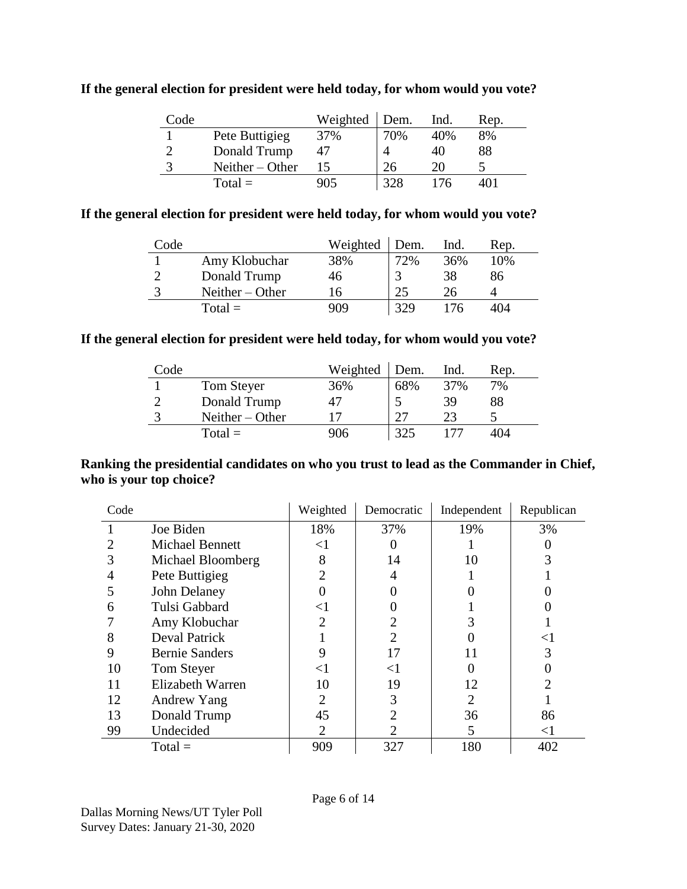**If the general election for president were held today, for whom would you vote?**

| Code | | Weighted | Dem. | Ind. | Rep. |
|---|---|---|---|---|---|
| 1 | Pete Buttigieg | 37% | 70% | 40% | 8% |
| 2 | Donald Trump | 47 | 4 | 40 | 88 |
| 3 | Neither – Other | 15 | 26 | 20 | 5 |
| | Total = | 905 | 328 | 176 | 401 |

**If the general election for president were held today, for whom would you vote?**

| Code | | Weighted | Dem. | Ind. | Rep. |
|---|---|---|---|---|---|
| 1 | Amy Klobuchar | 38% | 72% | 36% | 10% |
| 2 | Donald Trump | 46 | 3 | 38 | 86 |
| 3 | Neither – Other | 16 | 25 | 26 | 4 |
| | Total = | 909 | 329 | 176 | 404 |

**If the general election for president were held today, for whom would you vote?**

| Code | | Weighted | Dem. | Ind. | Rep. |
|---|---|---|---|---|---|
| 1 | Tom Steyer | 36% | 68% | 37% | 7% |
| 2 | Donald Trump | 47 | 5 | 39 | 88 |
| 3 | Neither – Other | 17 | 27 | 23 | 5 |
| | Total = | 906 | 325 | 177 | 404 |

**Ranking the presidential candidates on who you trust to lead as the Commander in Chief, who is your top choice?**

| Code | | Weighted | Democratic | Independent | Republican |
|---|---|---|---|---|---|
| 1 | Joe Biden | 18% | 37% | 19% | 3% |
| 2 | Michael Bennett | <1 | 0 | 1 | 0 |
| 3 | Michael Bloomberg | 8 | 14 | 10 | 3 |
| 4 | Pete Buttigieg | 2 | 4 | 1 | 1 |
| 5 | John Delaney | 0 | 0 | 0 | 0 |
| 6 | Tulsi Gabbard | <1 | 0 | 1 | 0 |
| 7 | Amy Klobuchar | 2 | 2 | 3 | 1 |
| 8 | Deval Patrick | 1 | 2 | 0 | <1 |
| 9 | Bernie Sanders | 9 | 17 | 11 | 3 |
| 10 | Tom Steyer | <1 | <1 | 0 | 0 |
| 11 | Elizabeth Warren | 10 | 19 | 12 | 2 |
| 12 | Andrew Yang | 2 | 3 | 2 | 1 |
| 13 | Donald Trump | 45 | 2 | 36 | 86 |
| 99 | Undecided | 2 | 2 | 5 | <1 |
| | Total = | 909 | 327 | 180 | 402 |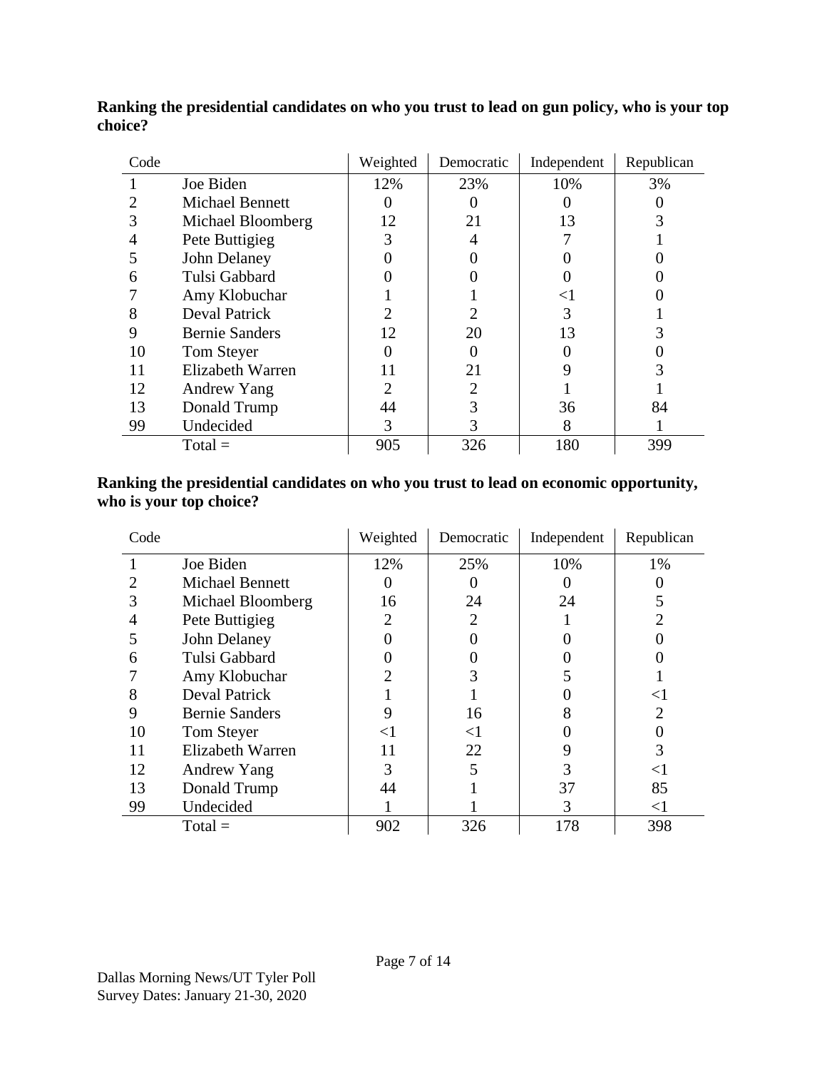**Ranking the presidential candidates on who you trust to lead on gun policy, who is your top choice?**

| Code | | Weighted | Democratic | Independent | Republican |
|---|---|---|---|---|---|
| 1 | Joe Biden | 12% | 23% | 10% | 3% |
| 2 | Michael Bennett | 0 | 0 | 0 | 0 |
| 3 | Michael Bloomberg | 12 | 21 | 13 | 3 |
| 4 | Pete Buttigieg | 3 | 4 | 7 | 1 |
| 5 | John Delaney | 0 | 0 | 0 | 0 |
| 6 | Tulsi Gabbard | 0 | 0 | 0 | 0 |
| 7 | Amy Klobuchar | 1 | 1 | <1 | 0 |
| 8 | Deval Patrick | 2 | 2 | 3 | 1 |
| 9 | Bernie Sanders | 12 | 20 | 13 | 3 |
| 10 | Tom Steyer | 0 | 0 | 0 | 0 |
| 11 | Elizabeth Warren | 11 | 21 | 9 | 3 |
| 12 | Andrew Yang | 2 | 2 | 1 | 1 |
| 13 | Donald Trump | 44 | 3 | 36 | 84 |
| 99 | Undecided | 3 | 3 | 8 | 1 |
| | Total = | 905 | 326 | 180 | 399 |

**Ranking the presidential candidates on who you trust to lead on economic opportunity, who is your top choice?**

| Code | | Weighted | Democratic | Independent | Republican |
|---|---|---|---|---|---|
| 1 | Joe Biden | 12% | 25% | 10% | 1% |
| 2 | Michael Bennett | 0 | 0 | 0 | 0 |
| 3 | Michael Bloomberg | 16 | 24 | 24 | 5 |
| 4 | Pete Buttigieg | 2 | 2 | 1 | 2 |
| 5 | John Delaney | 0 | 0 | 0 | 0 |
| 6 | Tulsi Gabbard | 0 | 0 | 0 | 0 |
| 7 | Amy Klobuchar | 2 | 3 | 5 | 1 |
| 8 | Deval Patrick | 1 | 1 | 0 | <1 |
| 9 | Bernie Sanders | 9 | 16 | 8 | 2 |
| 10 | Tom Steyer | <1 | <1 | 0 | 0 |
| 11 | Elizabeth Warren | 11 | 22 | 9 | 3 |
| 12 | Andrew Yang | 3 | 5 | 3 | <1 |
| 13 | Donald Trump | 44 | 1 | 37 | 85 |
| 99 | Undecided | 1 | 1 | 3 | <1 |
| | Total = | 902 | 326 | 178 | 398 |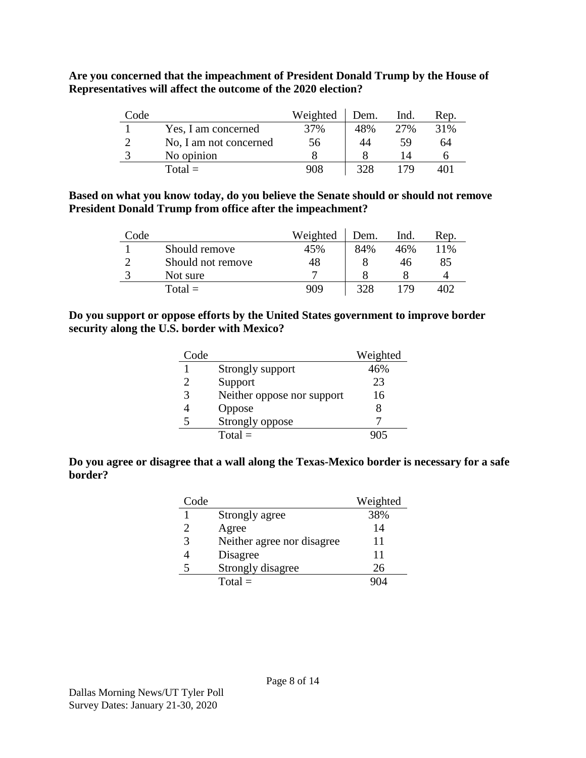**Are you concerned that the impeachment of President Donald Trump by the House of Representatives will affect the outcome of the 2020 election?**

| Code | | Weighted | Dem. | Ind. | Rep. |
|---|---|---|---|---|---|
| 1 | Yes, I am concerned | 37% | 48% | 27% | 31% |
| 2 | No, I am not concerned | 56 | 44 | 59 | 64 |
| 3 | No opinion | 8 | 8 | 14 | 6 |
| | Total = | 908 | 328 | 179 | 401 |

**Based on what you know today, do you believe the Senate should or should not remove President Donald Trump from office after the impeachment?**

| Code | | Weighted | Dem. | Ind. | Rep. |
|---|---|---|---|---|---|
| 1 | Should remove | 45% | 84% | 46% | 11% |
| 2 | Should not remove | 48 | 8 | 46 | 85 |
| 3 | Not sure | 7 | 8 | 8 | 4 |
| | Total = | 909 | 328 | 179 | 402 |

**Do you support or oppose efforts by the United States government to improve border security along the U.S. border with Mexico?**

| Code | | Weighted |
|---|---|---|
| 1 | Strongly support | 46% |
| 2 | Support | 23 |
| 3 | Neither oppose nor support | 16 |
| 4 | Oppose | 8 |
| 5 | Strongly oppose | 7 |
| | Total = | 905 |

**Do you agree or disagree that a wall along the Texas-Mexico border is necessary for a safe border?**

| Code | | Weighted |
|---|---|---|
| 1 | Strongly agree | 38% |
| 2 | Agree | 14 |
| 3 | Neither agree nor disagree | 11 |
| 4 | Disagree | 11 |
| 5 | Strongly disagree | 26 |
| | Total = | 904 |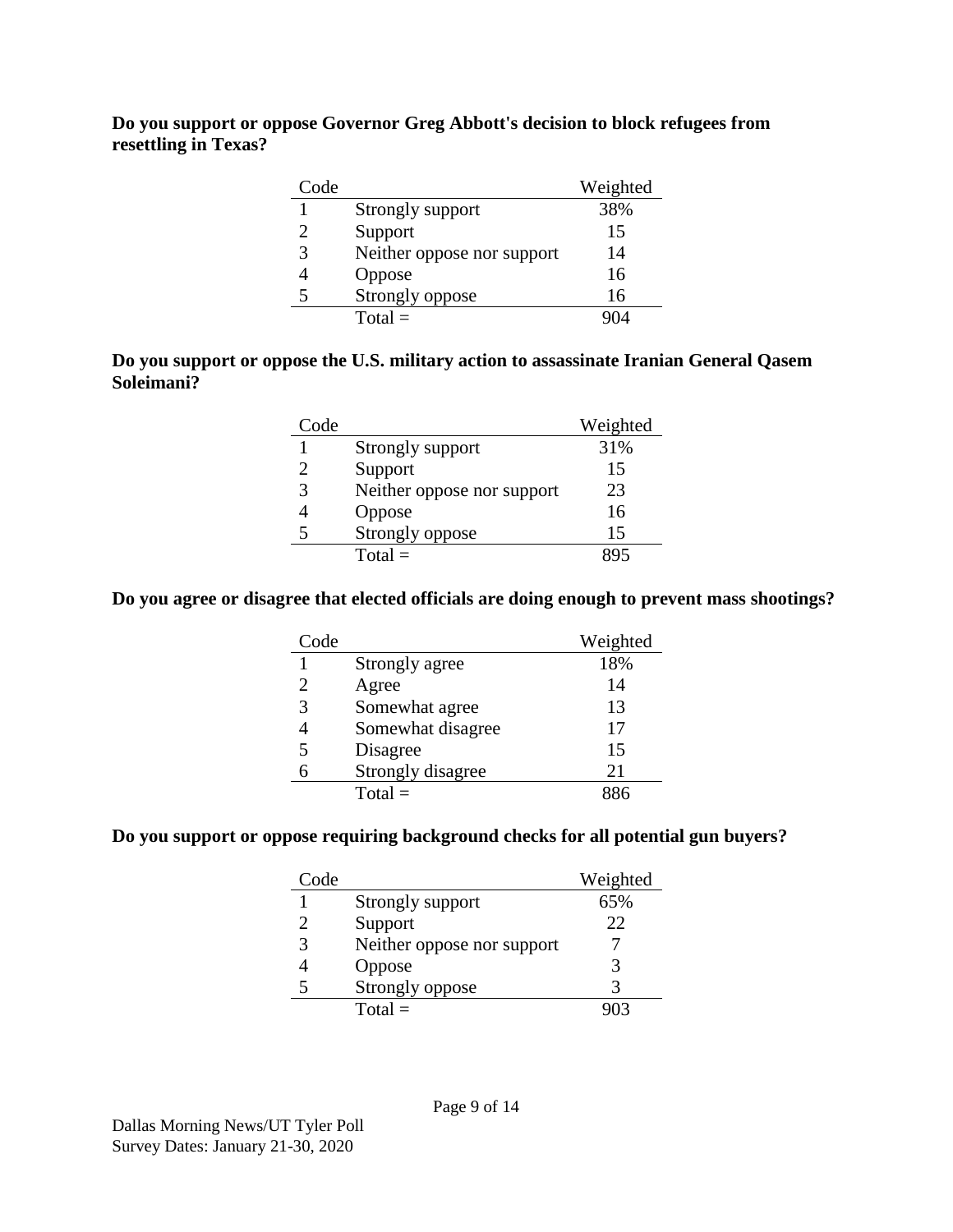**Do you support or oppose Governor Greg Abbott's decision to block refugees from resettling in Texas?**

| Code | | Weighted |
|---|---|---|
| 1 | Strongly support | 38% |
| 2 | Support | 15 |
| 3 | Neither oppose nor support | 14 |
| 4 | Oppose | 16 |
| 5 | Strongly oppose | 16 |
| | Total = | 904 |

**Do you support or oppose the U.S. military action to assassinate Iranian General Qasem Soleimani?**

| Code | | Weighted |
|---|---|---|
| 1 | Strongly support | 31% |
| 2 | Support | 15 |
| 3 | Neither oppose nor support | 23 |
| 4 | Oppose | 16 |
| 5 | Strongly oppose | 15 |
| | Total = | 895 |

**Do you agree or disagree that elected officials are doing enough to prevent mass shootings?**

| Code | | Weighted |
|---|---|---|
| 1 | Strongly agree | 18% |
| 2 | Agree | 14 |
| 3 | Somewhat agree | 13 |
| 4 | Somewhat disagree | 17 |
| 5 | Disagree | 15 |
| 6 | Strongly disagree | 21 |
| | Total = | 886 |

**Do you support or oppose requiring background checks for all potential gun buyers?**

| Code | | Weighted |
|---|---|---|
| 1 | Strongly support | 65% |
| 2 | Support | 22 |
| 3 | Neither oppose nor support | 7 |
| 4 | Oppose | 3 |
| 5 | Strongly oppose | 3 |
| | Total = | 903 |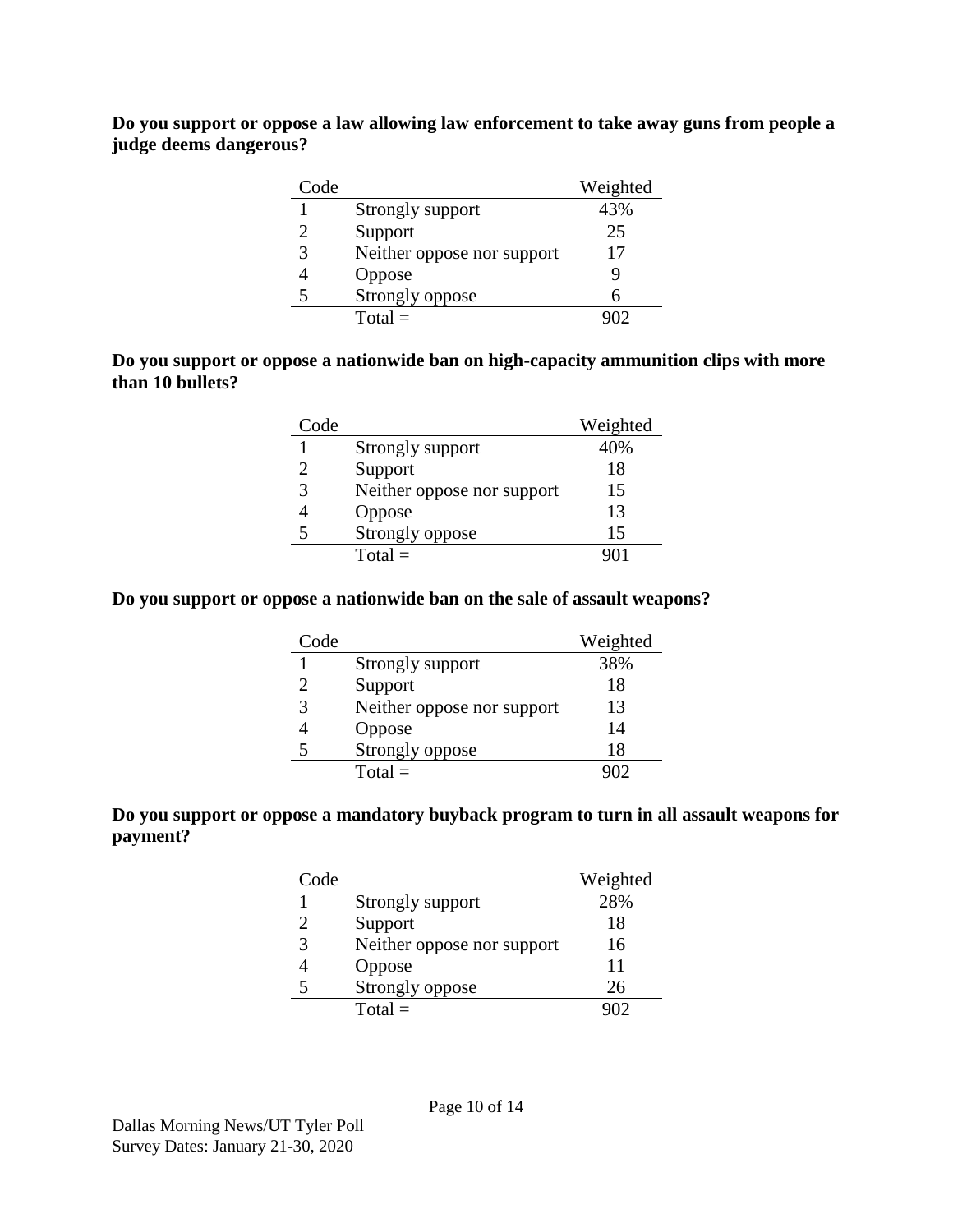**Do you support or oppose a law allowing law enforcement to take away guns from people a judge deems dangerous?**

| Code | | Weighted |
|---|---|---|
| 1 | Strongly support | 43% |
| 2 | Support | 25 |
| 3 | Neither oppose nor support | 17 |
| 4 | Oppose | 9 |
| 5 | Strongly oppose | 6 |
| | Total = | 902 |

**Do you support or oppose a nationwide ban on high-capacity ammunition clips with more than 10 bullets?**

| Code | | Weighted |
|---|---|---|
| 1 | Strongly support | 40% |
| 2 | Support | 18 |
| 3 | Neither oppose nor support | 15 |
| 4 | Oppose | 13 |
| 5 | Strongly oppose | 15 |
| | Total = | 901 |

**Do you support or oppose a nationwide ban on the sale of assault weapons?**

| Code | | Weighted |
|---|---|---|
| 1 | Strongly support | 38% |
| 2 | Support | 18 |
| 3 | Neither oppose nor support | 13 |
| 4 | Oppose | 14 |
| 5 | Strongly oppose | 18 |
| | Total = | 902 |

**Do you support or oppose a mandatory buyback program to turn in all assault weapons for payment?**

| Code | | Weighted |
|---|---|---|
| 1 | Strongly support | 28% |
| 2 | Support | 18 |
| 3 | Neither oppose nor support | 16 |
| 4 | Oppose | 11 |
| 5 | Strongly oppose | 26 |
| | Total = | 902 |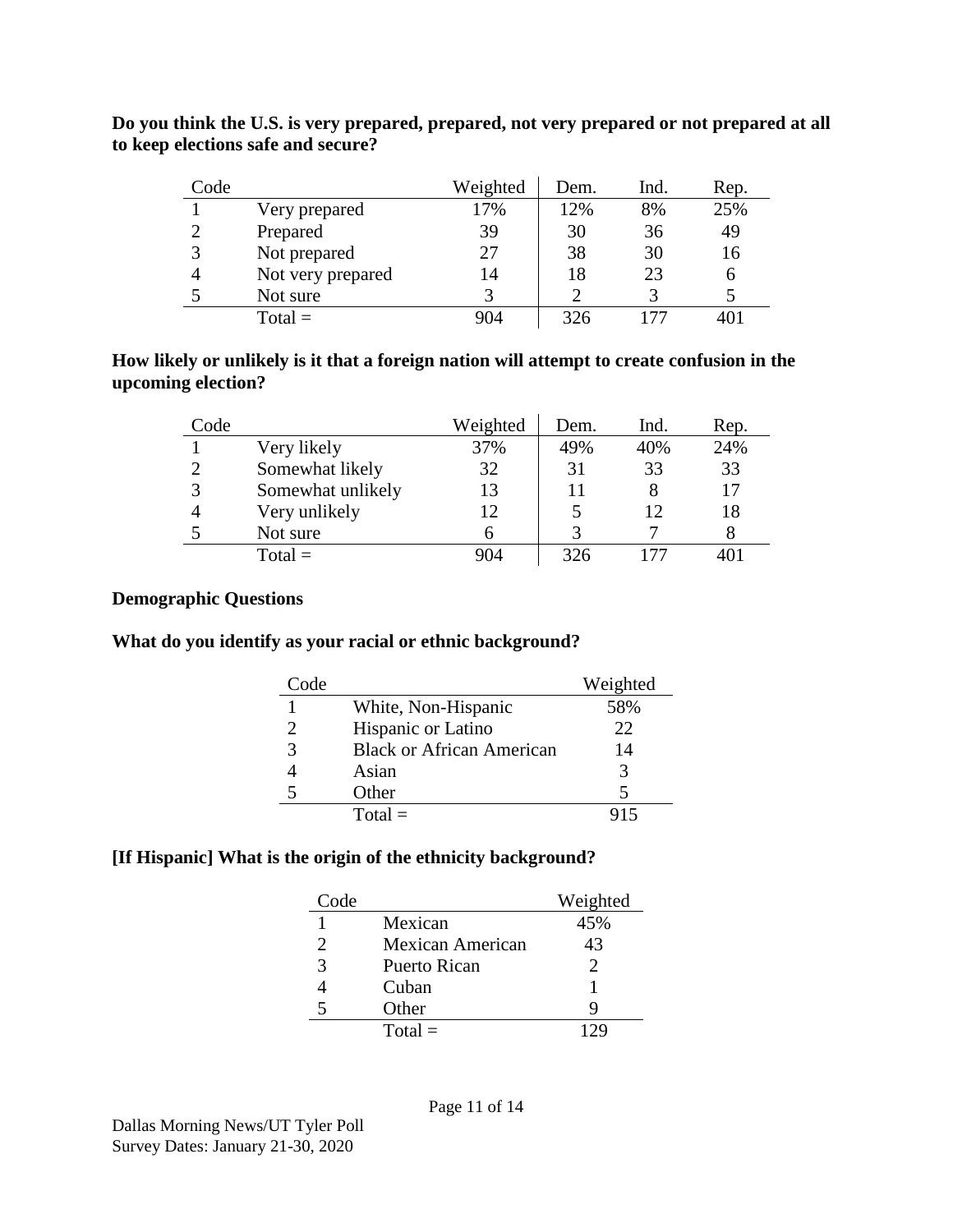**Do you think the U.S. is very prepared, prepared, not very prepared or not prepared at all to keep elections safe and secure?**

| Code | | Weighted | Dem. | Ind. | Rep. |
|---|---|---|---|---|---|
| 1 | Very prepared | 17% | 12% | 8% | 25% |
| 2 | Prepared | 39 | 30 | 36 | 49 |
| 3 | Not prepared | 27 | 38 | 30 | 16 |
| 4 | Not very prepared | 14 | 18 | 23 | 6 |
| 5 | Not sure | 3 | 2 | 3 | 5 |
| | Total = | 904 | 326 | 177 | 401 |

**How likely or unlikely is it that a foreign nation will attempt to create confusion in the upcoming election?**

| Code | | Weighted | Dem. | Ind. | Rep. |
|---|---|---|---|---|---|
| 1 | Very likely | 37% | 49% | 40% | 24% |
| 2 | Somewhat likely | 32 | 31 | 33 | 33 |
| 3 | Somewhat unlikely | 13 | 11 | 8 | 17 |
| 4 | Very unlikely | 12 | 5 | 12 | 18 |
| 5 | Not sure | 6 | 3 | 7 | 8 |
| | Total = | 904 | 326 | 177 | 401 |

**Demographic Questions**

**What do you identify as your racial or ethnic background?**

| Code | | Weighted |
|---|---|---|
| 1 | White, Non-Hispanic | 58% |
| 2 | Hispanic or Latino | 22 |
| 3 | Black or African American | 14 |
| 4 | Asian | 3 |
| 5 | Other | 5 |
| | Total = | 915 |

**[If Hispanic] What is the origin of the ethnicity background?**

| Code | | Weighted |
|---|---|---|
| 1 | Mexican | 45% |
| 2 | Mexican American | 43 |
| 3 | Puerto Rican | 2 |
| 4 | Cuban | 1 |
| 5 | Other | 9 |
| | Total = | 129 |

Dallas Morning News/UT Tyler Poll
Survey Dates: January 21-30, 2020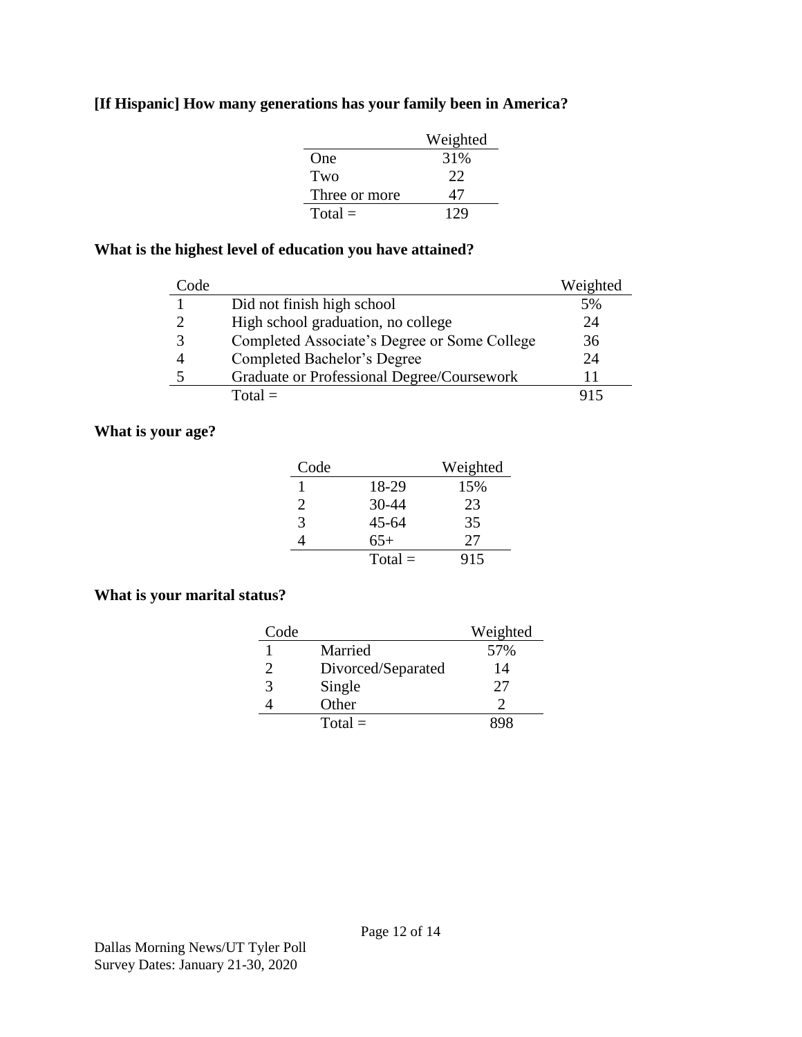**[If Hispanic] How many generations has your family been in America?**

| | Weighted |
|---|---|
| One | 31% |
| Two | 22 |
| Three or more | 47 |
| Total = | 129 |

**What is the highest level of education you have attained?**

| Code | | Weighted |
|---|---|---|
| 1 | Did not finish high school | 5% |
| 2 | High school graduation, no college | 24 |
| 3 | Completed Associate's Degree or Some College | 36 |
| 4 | Completed Bachelor's Degree | 24 |
| 5 | Graduate or Professional Degree/Coursework | 11 |
| | Total = | 915 |

**What is your age?**

| Code | | Weighted |
|---|---|---|
| 1 | 18-29 | 15% |
| 2 | 30-44 | 23 |
| 3 | 45-64 | 35 |
| 4 | 65+ | 27 |
| | Total = | 915 |

**What is your marital status?**

| Code | | Weighted |
|---|---|---|
| 1 | Married | 57% |
| 2 | Divorced/Separated | 14 |
| 3 | Single | 27 |
| 4 | Other | 2 |
| | Total = | 898 |

Dallas Morning News/UT Tyler Poll
Survey Dates: January 21-30, 2020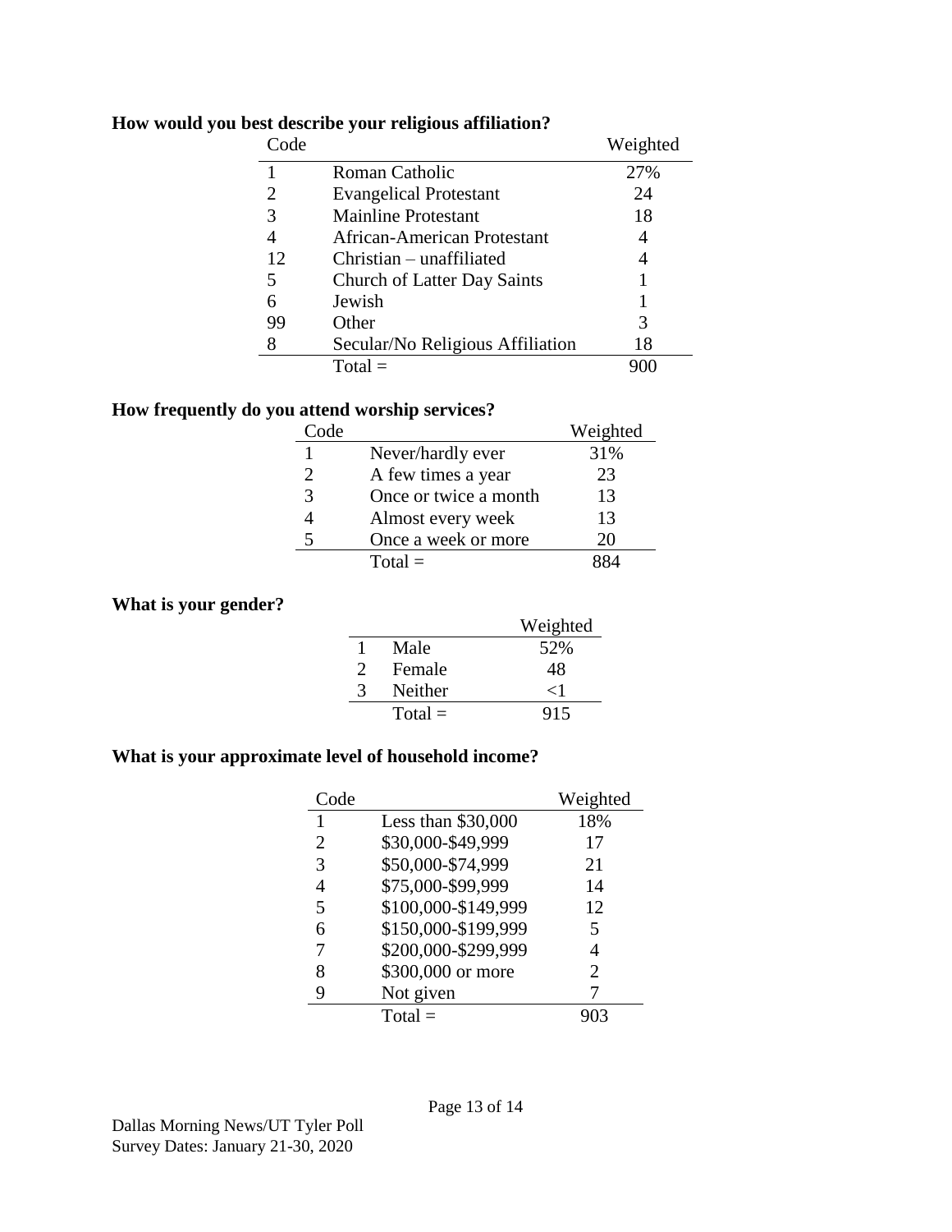**How would you best describe your religious affiliation?**

| Code | | Weighted |
|---|---|---|
| 1 | Roman Catholic | 27% |
| 2 | Evangelical Protestant | 24 |
| 3 | Mainline Protestant | 18 |
| 4 | African-American Protestant | 4 |
| 12 | Christian – unaffiliated | 4 |
| 5 | Church of Latter Day Saints | 1 |
| 6 | Jewish | 1 |
| 99 | Other | 3 |
| 8 | Secular/No Religious Affiliation | 18 |
| | Total = | 900 |

**How frequently do you attend worship services?**

| Code | | Weighted |
|---|---|---|
| 1 | Never/hardly ever | 31% |
| 2 | A few times a year | 23 |
| 3 | Once or twice a month | 13 |
| 4 | Almost every week | 13 |
| 5 | Once a week or more | 20 |
| | Total = | 884 |

**What is your gender?**

| | | Weighted |
|---|---|---|
| 1 | Male | 52% |
| 2 | Female | 48 |
| 3 | Neither | <1 |
| | Total = | 915 |

**What is your approximate level of household income?**

| Code | | Weighted |
|---|---|---|
| 1 | Less than $30,000 | 18% |
| 2 | $30,000-$49,999 | 17 |
| 3 | $50,000-$74,999 | 21 |
| 4 | $75,000-$99,999 | 14 |
| 5 | $100,000-$149,999 | 12 |
| 6 | $150,000-$199,999 | 5 |
| 7 | $200,000-$299,999 | 4 |
| 8 | $300,000 or more | 2 |
| 9 | Not given | 7 |
| | Total = | 903 |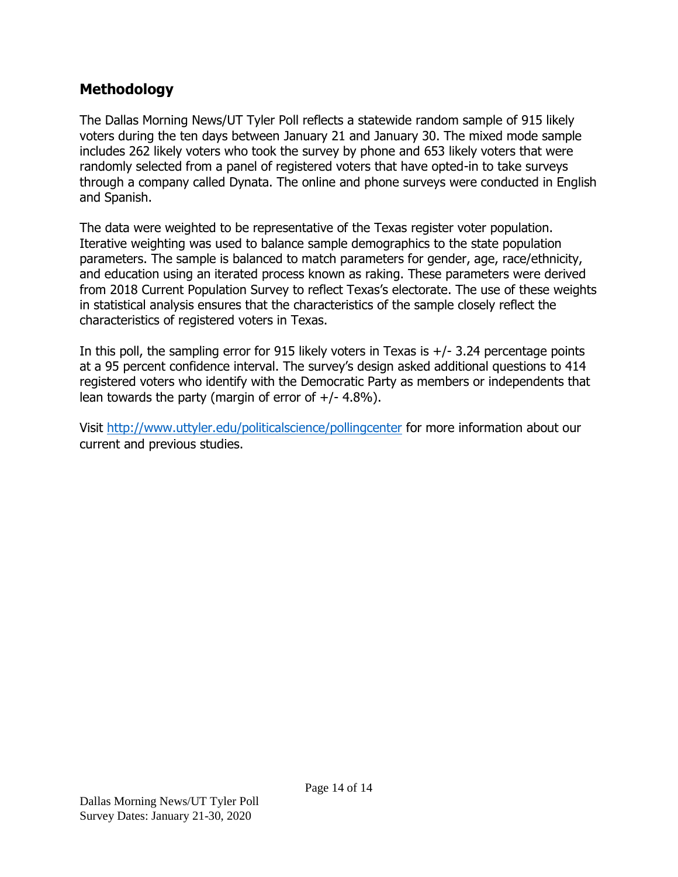## Methodology

The Dallas Morning News/UT Tyler Poll reflects a statewide random sample of 915 likely voters during the ten days between January 21 and January 30. The mixed mode sample includes 262 likely voters who took the survey by phone and 653 likely voters that were randomly selected from a panel of registered voters that have opted-in to take surveys through a company called Dynata. The online and phone surveys were conducted in English and Spanish.

The data were weighted to be representative of the Texas register voter population. Iterative weighting was used to balance sample demographics to the state population parameters. The sample is balanced to match parameters for gender, age, race/ethnicity, and education using an iterated process known as raking. These parameters were derived from 2018 Current Population Survey to reflect Texas's electorate. The use of these weights in statistical analysis ensures that the characteristics of the sample closely reflect the characteristics of registered voters in Texas.

In this poll, the sampling error for 915 likely voters in Texas is +/- 3.24 percentage points at a 95 percent confidence interval. The survey's design asked additional questions to 414 registered voters who identify with the Democratic Party as members or independents that lean towards the party (margin of error of +/- 4.8%).

Visit [http://www.uttyler.edu/politicalscience/pollingcenter](http://www.uttyler.edu/politicalscience/pollingcenter) for more information about our current and previous studies.